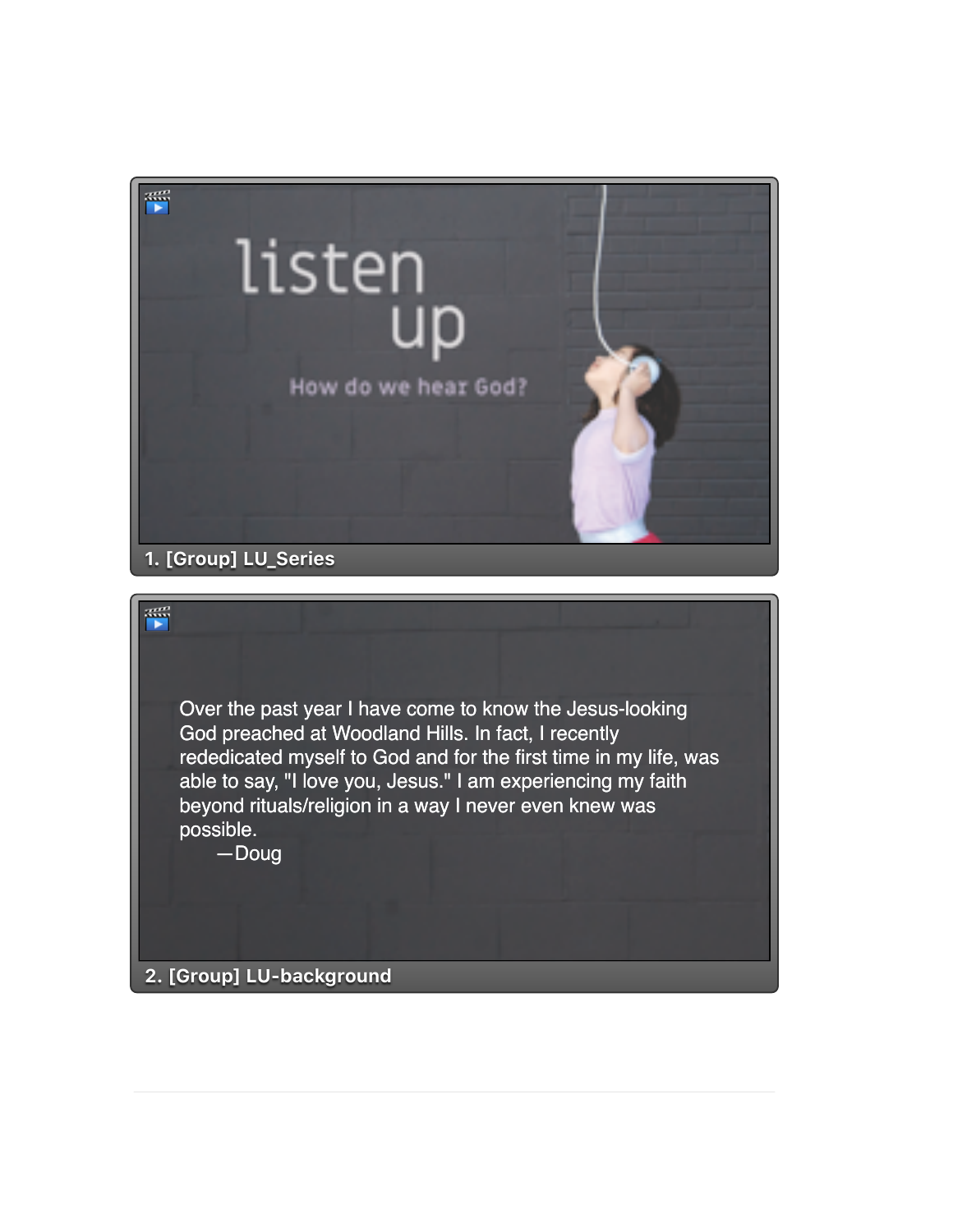listen up

How do we hear God?

1. [Group] LU_Series

Over the past year I have come to know the Jesus-looking God preached at Woodland Hills. In fact, I recently rededicated myself to God and for the first time in my life, was able to say, "I love you, Jesus." I am experiencing my faith beyond rituals/religion in a way I never even knew was possible.

—Doug

2. [Group] LU-background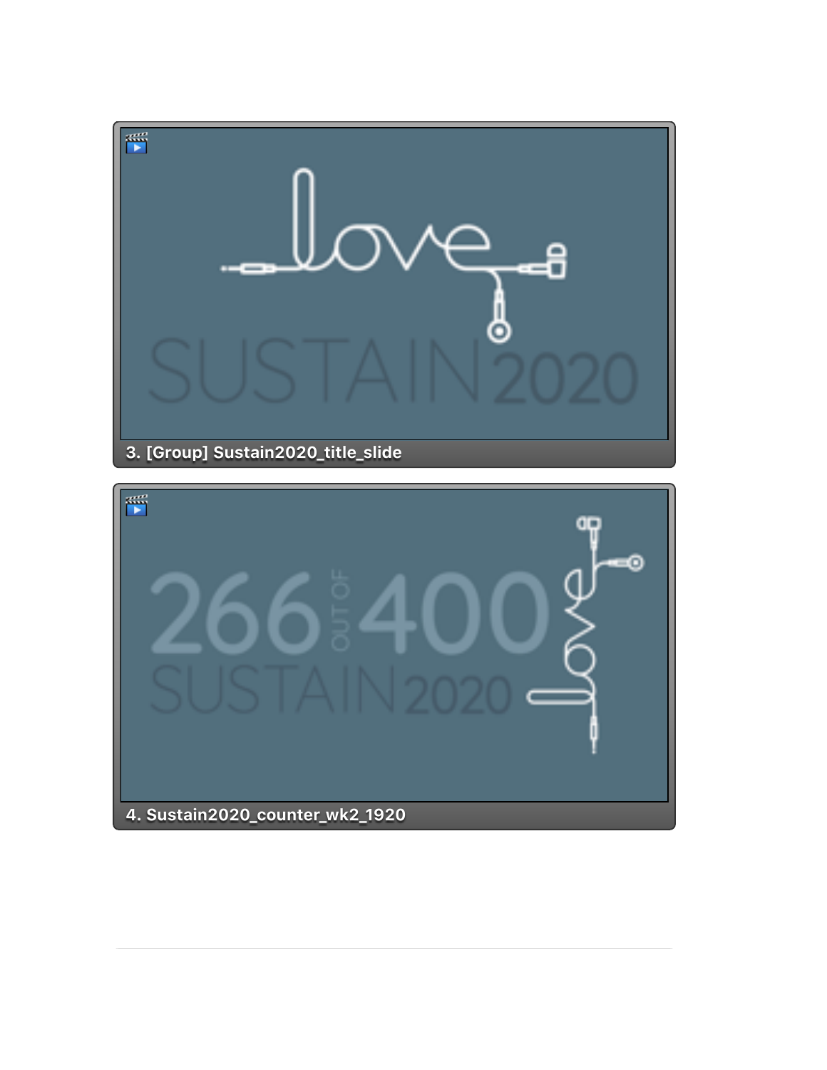3. [Group] Sustain2020_title_slide

4. Sustain2020_counter_wk2_1920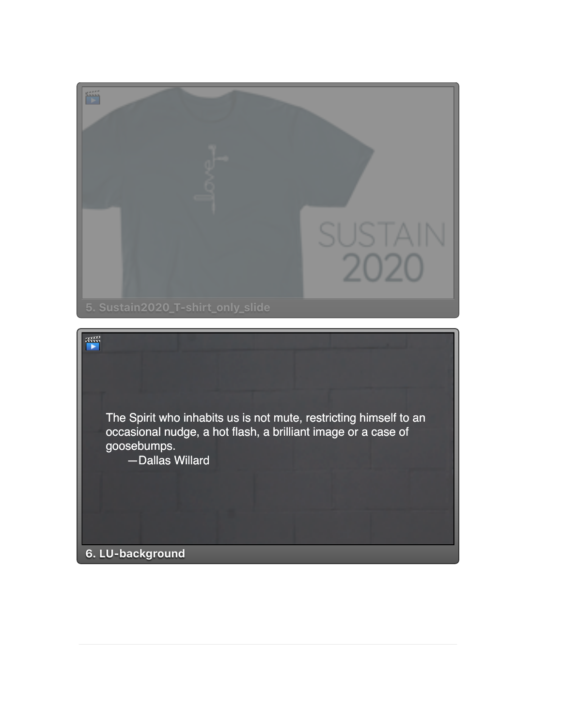SUSTAIN
2020

5. Sustain2020_T-shirt_only_slide

The Spirit who inhabits us is not mute, restricting himself to an occasional nudge, a hot flash, a brilliant image or a case of goosebumps.
—Dallas Willard

6. LU-background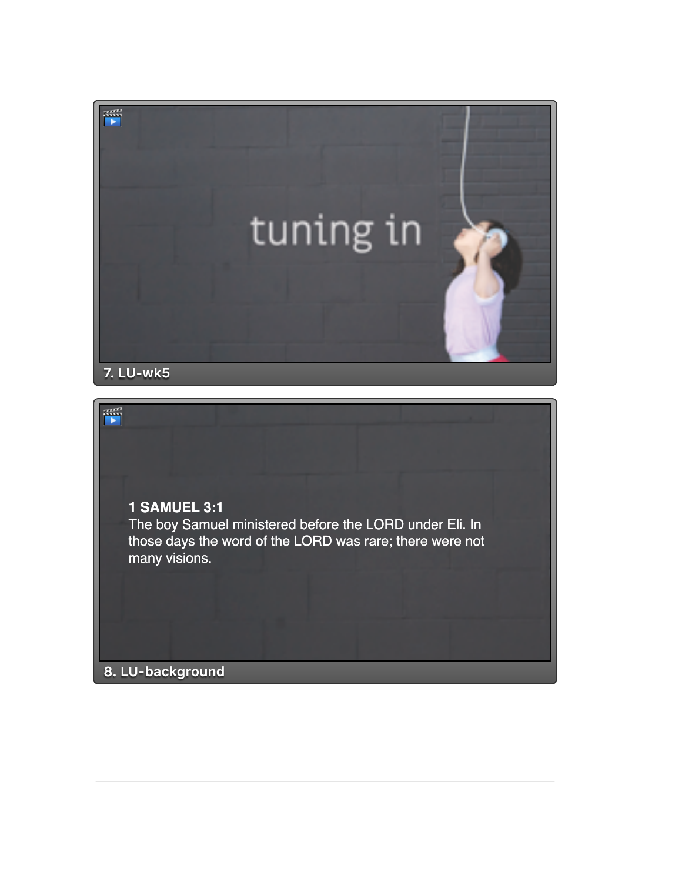tuning in

7. LU-wk5

**1 SAMUEL 3:1**
The boy Samuel ministered before the LORD under Eli. In those days the word of the LORD was rare; there were not many visions.

8. LU-background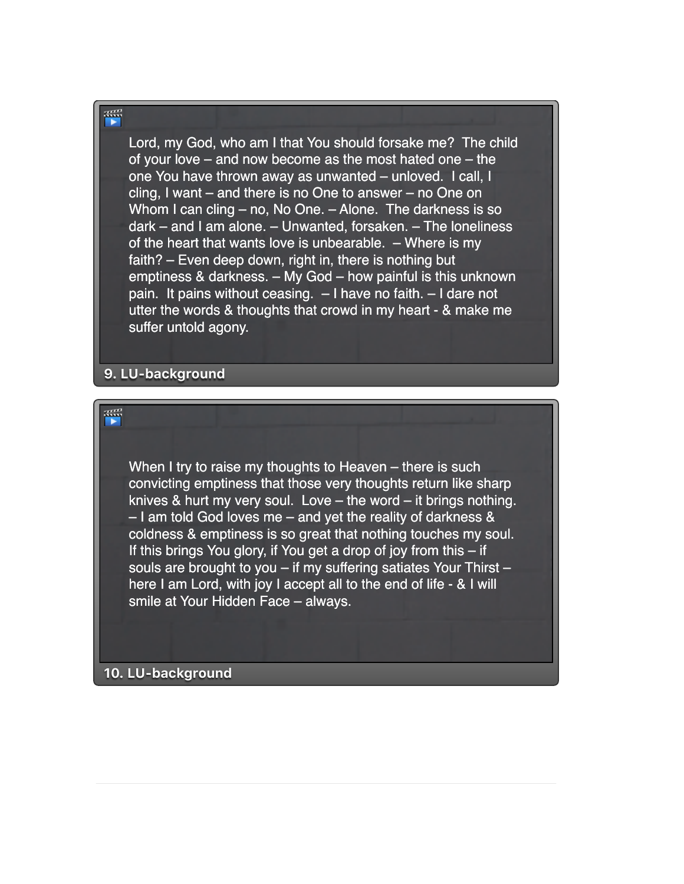Lord, my God, who am I that You should forsake me? The child of your love – and now become as the most hated one – the one You have thrown away as unwanted – unloved. I call, I cling, I want – and there is no One to answer – no One on Whom I can cling – no, No One. – Alone. The darkness is so dark – and I am alone. – Unwanted, forsaken. – The loneliness of the heart that wants love is unbearable. – Where is my faith? – Even deep down, right in, there is nothing but emptiness & darkness. – My God – how painful is this unknown pain. It pains without ceasing. – I have no faith. – I dare not utter the words & thoughts that crowd in my heart - & make me suffer untold agony.

**9. LU-background**

When I try to raise my thoughts to Heaven – there is such convicting emptiness that those very thoughts return like sharp knives & hurt my very soul. Love – the word – it brings nothing. – I am told God loves me – and yet the reality of darkness & coldness & emptiness is so great that nothing touches my soul. If this brings You glory, if You get a drop of joy from this – if souls are brought to you – if my suffering satiates Your Thirst – here I am Lord, with joy I accept all to the end of life - & I will smile at Your Hidden Face – always.

**10. LU-background**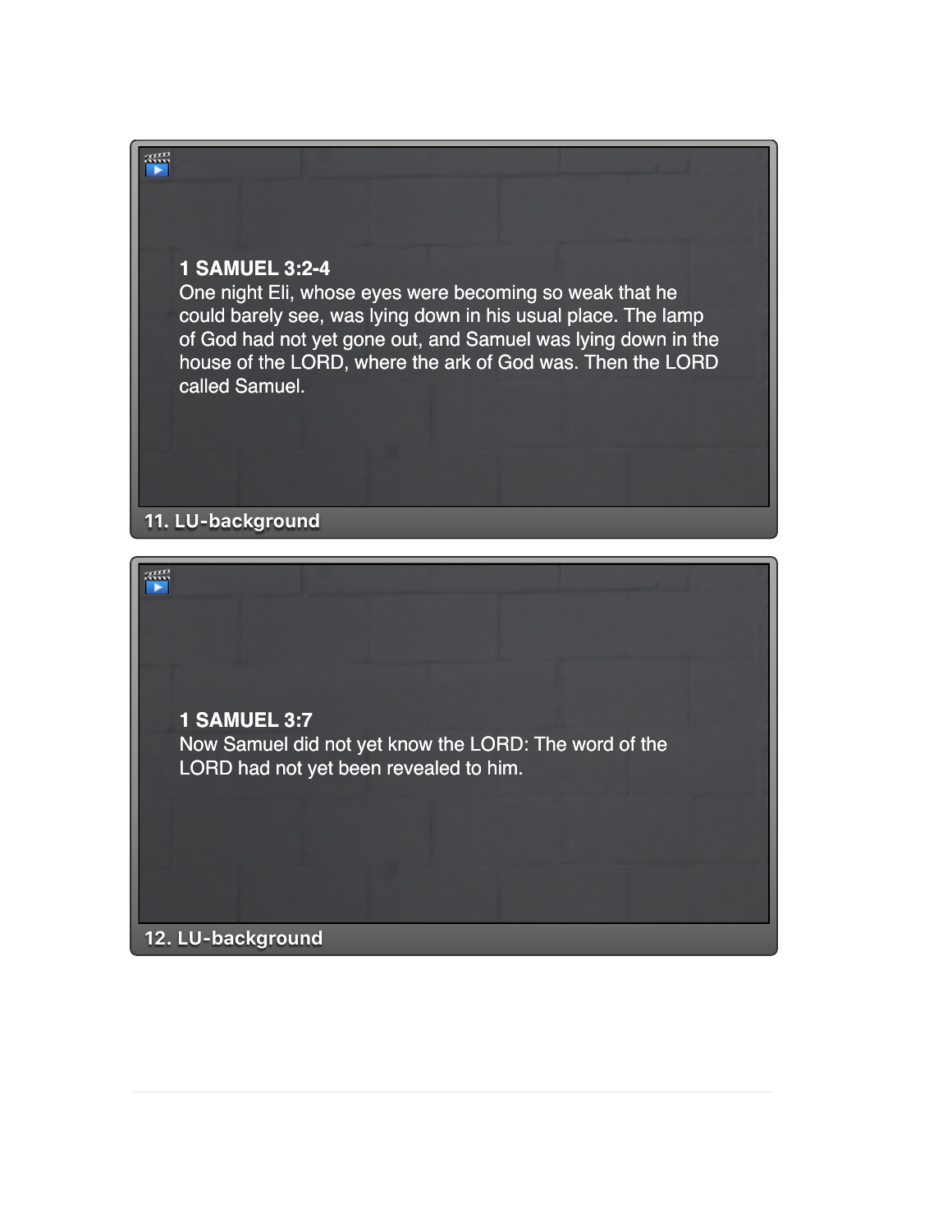**1 SAMUEL 3:2-4**
One night Eli, whose eyes were becoming so weak that he could barely see, was lying down in his usual place. The lamp of God had not yet gone out, and Samuel was lying down in the house of the LORD, where the ark of God was. Then the LORD called Samuel.

11. LU-background

**1 SAMUEL 3:7**
Now Samuel did not yet know the LORD: The word of the LORD had not yet been revealed to him.

12. LU-background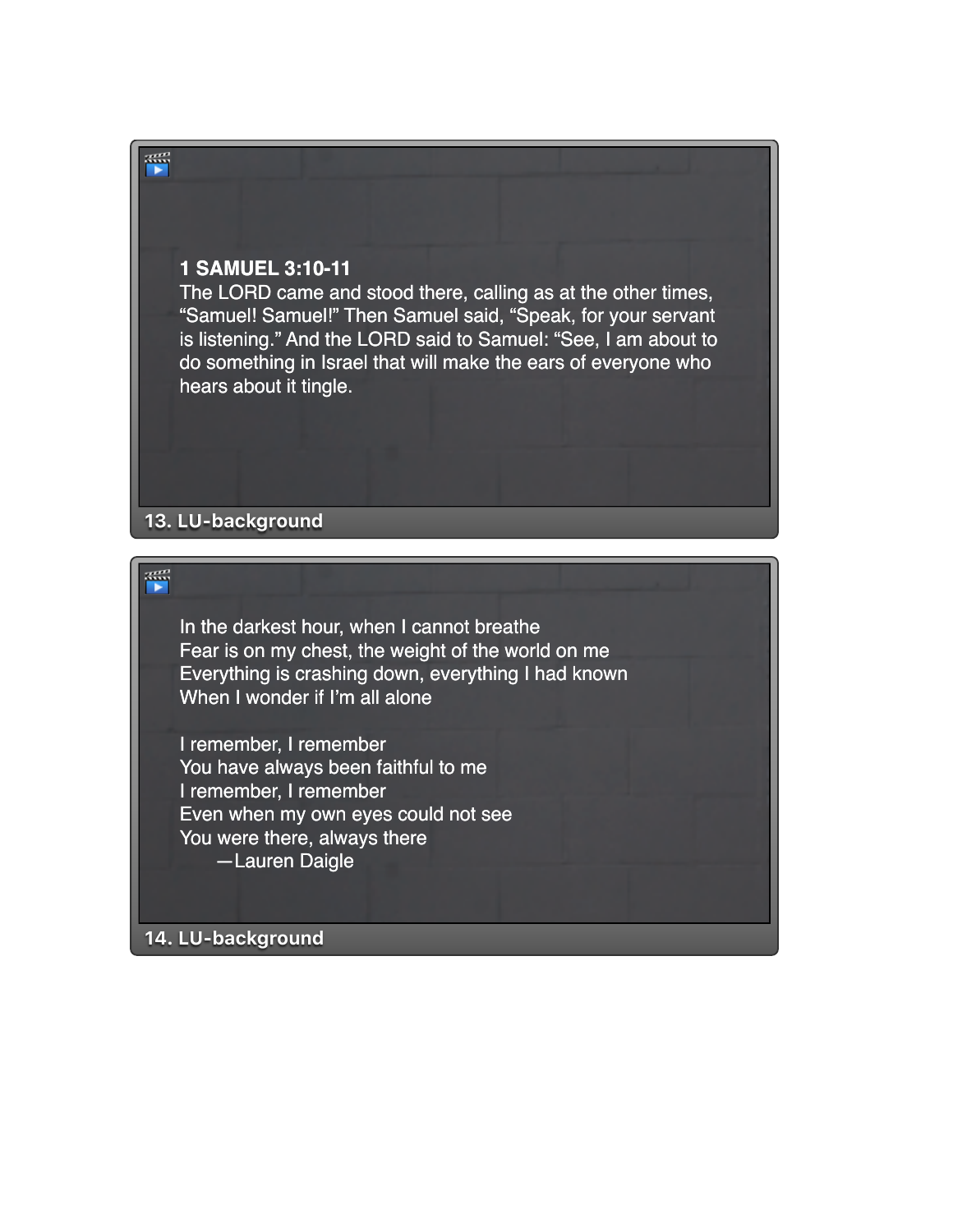**1 SAMUEL 3:10-11**
The LORD came and stood there, calling as at the other times, “Samuel! Samuel!” Then Samuel said, “Speak, for your servant is listening.” And the LORD said to Samuel: “See, I am about to do something in Israel that will make the ears of everyone who hears about it tingle.

13. LU-background

In the darkest hour, when I cannot breathe
Fear is on my chest, the weight of the world on me
Everything is crashing down, everything I had known
When I wonder if I’m all alone

I remember, I remember
You have always been faithful to me
I remember, I remember
Even when my own eyes could not see
You were there, always there
—Lauren Daigle

14. LU-background